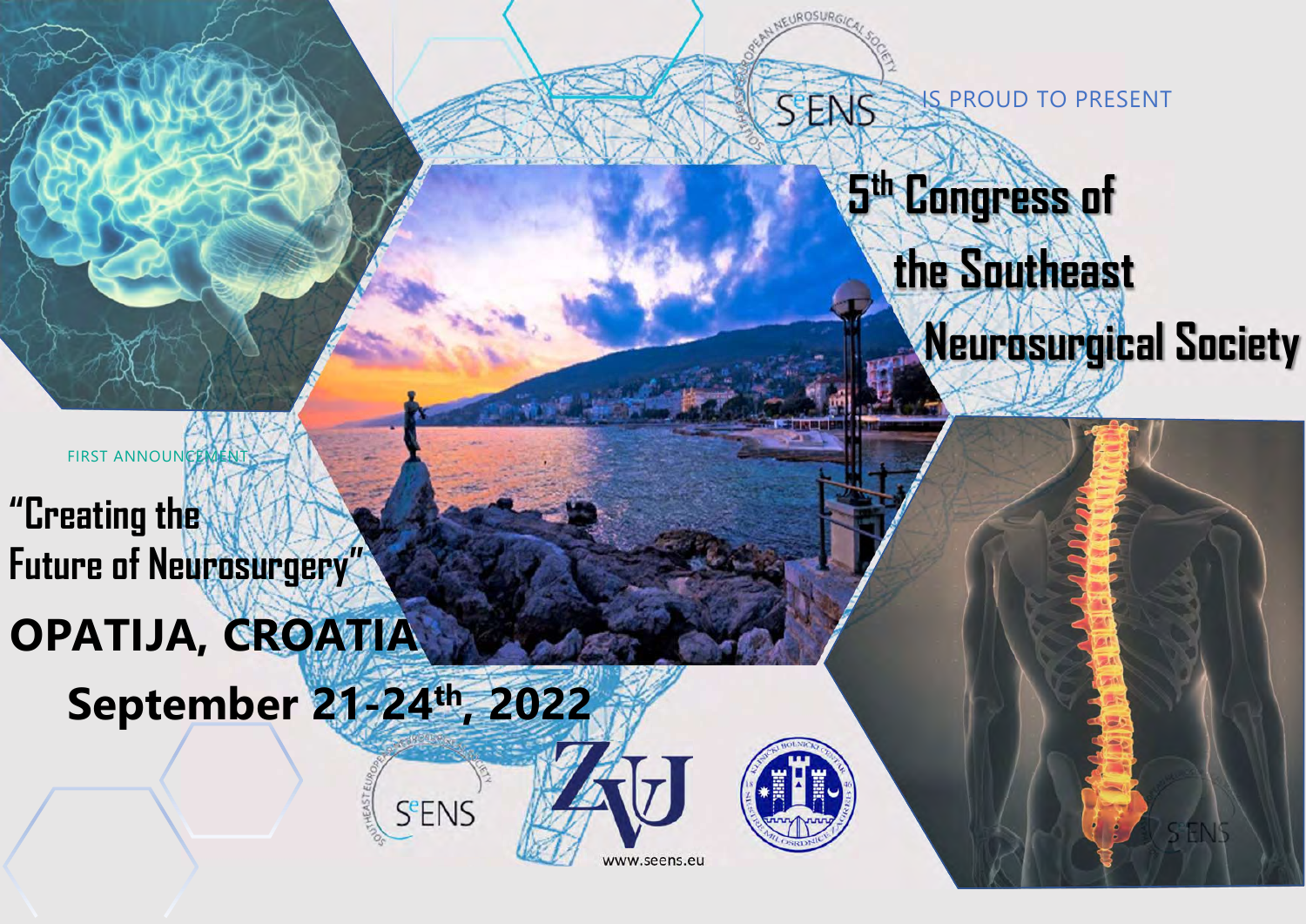SeENS IS PROUD TO PRESENT

# 5th Congress of the Southeast Neurosurgical Society

FIRST ANNOUNCEMENT

## "Creating the Future of Neurosurgery"

## OPATIJA, CROATIA

## September 21-24th, 2022

www.seens.eu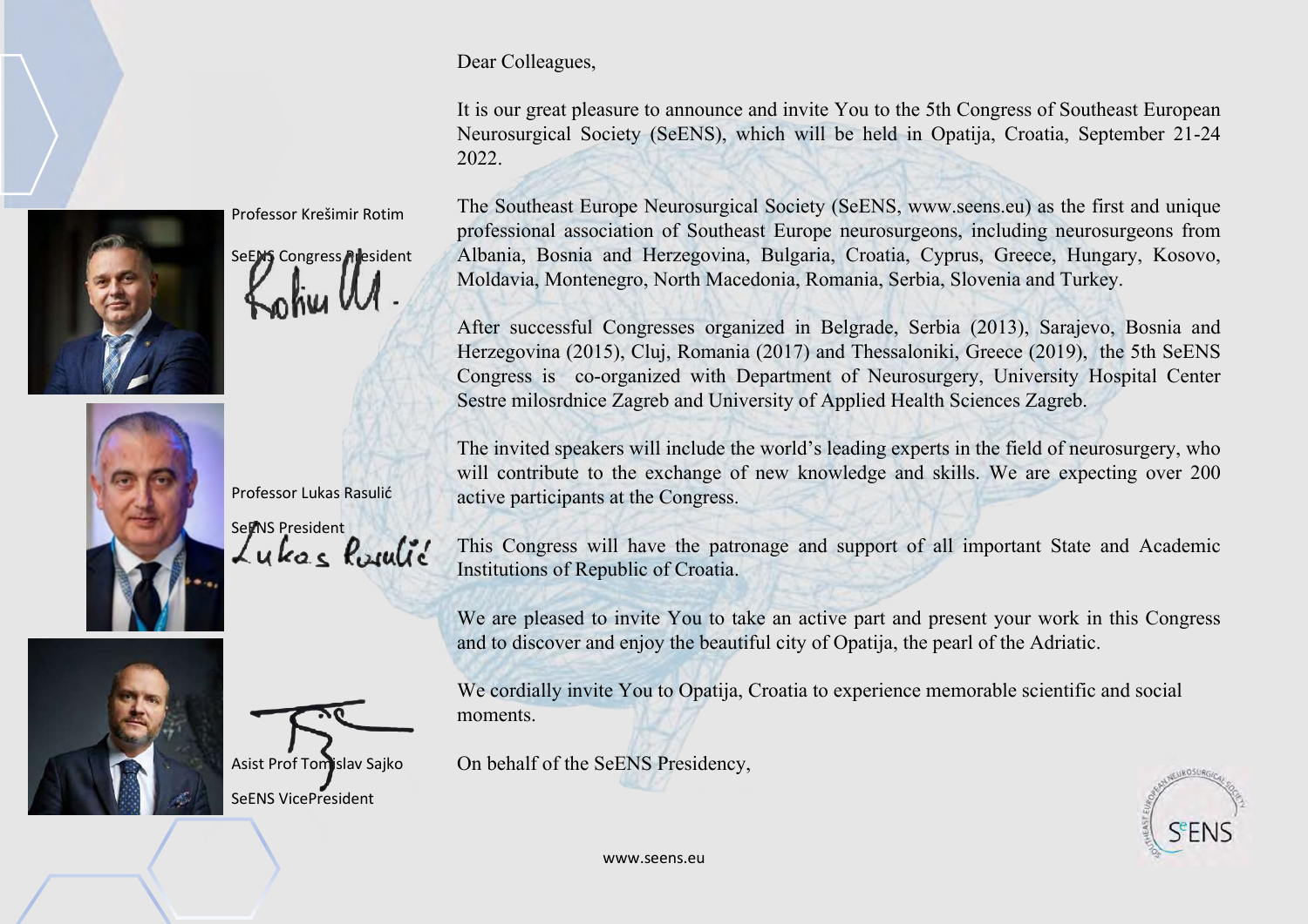Dear Colleagues,

It is our great pleasure to announce and invite You to the 5th Congress of Southeast European Neurosurgical Society (SeENS), which will be held in Opatija, Croatia, September 21-24 2022.

The Southeast Europe Neurosurgical Society (SeENS, www.seens.eu) as the first and unique professional association of Southeast Europe neurosurgeons, including neurosurgeons from Albania, Bosnia and Herzegovina, Bulgaria, Croatia, Cyprus, Greece, Hungary, Kosovo, Moldavia, Montenegro, North Macedonia, Romania, Serbia, Slovenia and Turkey.

After successful Congresses organized in Belgrade, Serbia (2013), Sarajevo, Bosnia and Herzegovina (2015), Cluj, Romania (2017) and Thessaloniki, Greece (2019), the 5th SeENS Congress is co-organized with Department of Neurosurgery, University Hospital Center Sestre milosrdnice Zagreb and University of Applied Health Sciences Zagreb.

The invited speakers will include the world's leading experts in the field of neurosurgery, who will contribute to the exchange of new knowledge and skills. We are expecting over 200 active participants at the Congress.

This Congress will have the patronage and support of all important State and Academic Institutions of Republic of Croatia.

We are pleased to invite You to take an active part and present your work in this Congress and to discover and enjoy the beautiful city of Opatija, the pearl of the Adriatic.

We cordially invite You to Opatija, Croatia to experience memorable scientific and social moments.

On behalf of the SeENS Presidency,

Professor Krešimir Rotim

SeENS Congress President

Professor Lukas Rasulić

SeENS President

Asist Prof Tomislav Sajko

SeENS VicePresident

www.seens.eu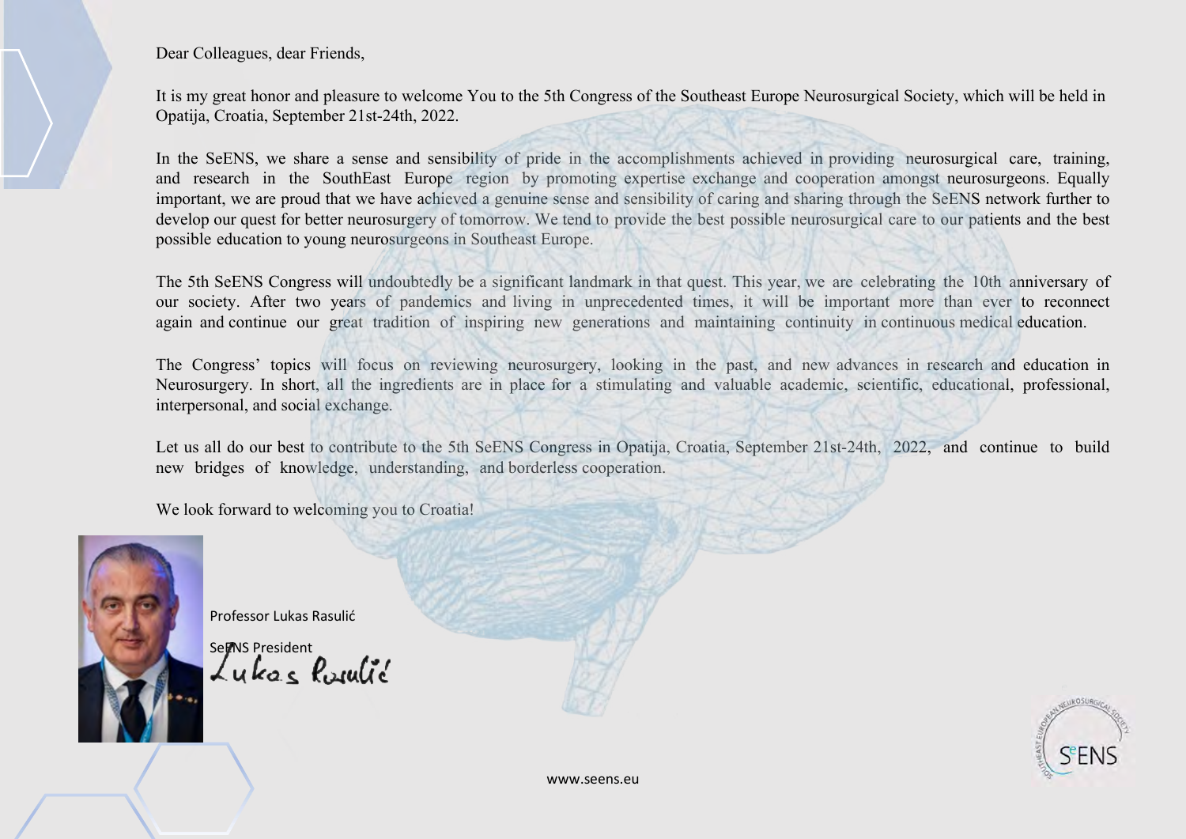Dear Colleagues, dear Friends,

It is my great honor and pleasure to welcome You to the 5th Congress of the Southeast Europe Neurosurgical Society, which will be held in Opatija, Croatia, September 21st-24th, 2022.

In the SeENS, we share a sense and sensibility of pride in the accomplishments achieved in providing neurosurgical care, training, and research in the SouthEast Europe region by promoting expertise exchange and cooperation amongst neurosurgeons. Equally important, we are proud that we have achieved a genuine sense and sensibility of caring and sharing through the SeENS network further to develop our quest for better neurosurgery of tomorrow. We tend to provide the best possible neurosurgical care to our patients and the best possible education to young neurosurgeons in Southeast Europe.

The 5th SeENS Congress will undoubtedly be a significant landmark in that quest. This year, we are celebrating the 10th anniversary of our society. After two years of pandemics and living in unprecedented times, it will be important more than ever to reconnect again and continue our great tradition of inspiring new generations and maintaining continuity in continuous medical education.

The Congress' topics will focus on reviewing neurosurgery, looking in the past, and new advances in research and education in Neurosurgery. In short, all the ingredients are in place for a stimulating and valuable academic, scientific, educational, professional, interpersonal, and social exchange.

Let us all do our best to contribute to the 5th SeENS Congress in Opatija, Croatia, September 21st-24th, 2022, and continue to build new bridges of knowledge, understanding, and borderless cooperation.

We look forward to welcoming you to Croatia!

Professor Lukas Rasulić

SeENS President

Lukas Rasulić

www.seens.eu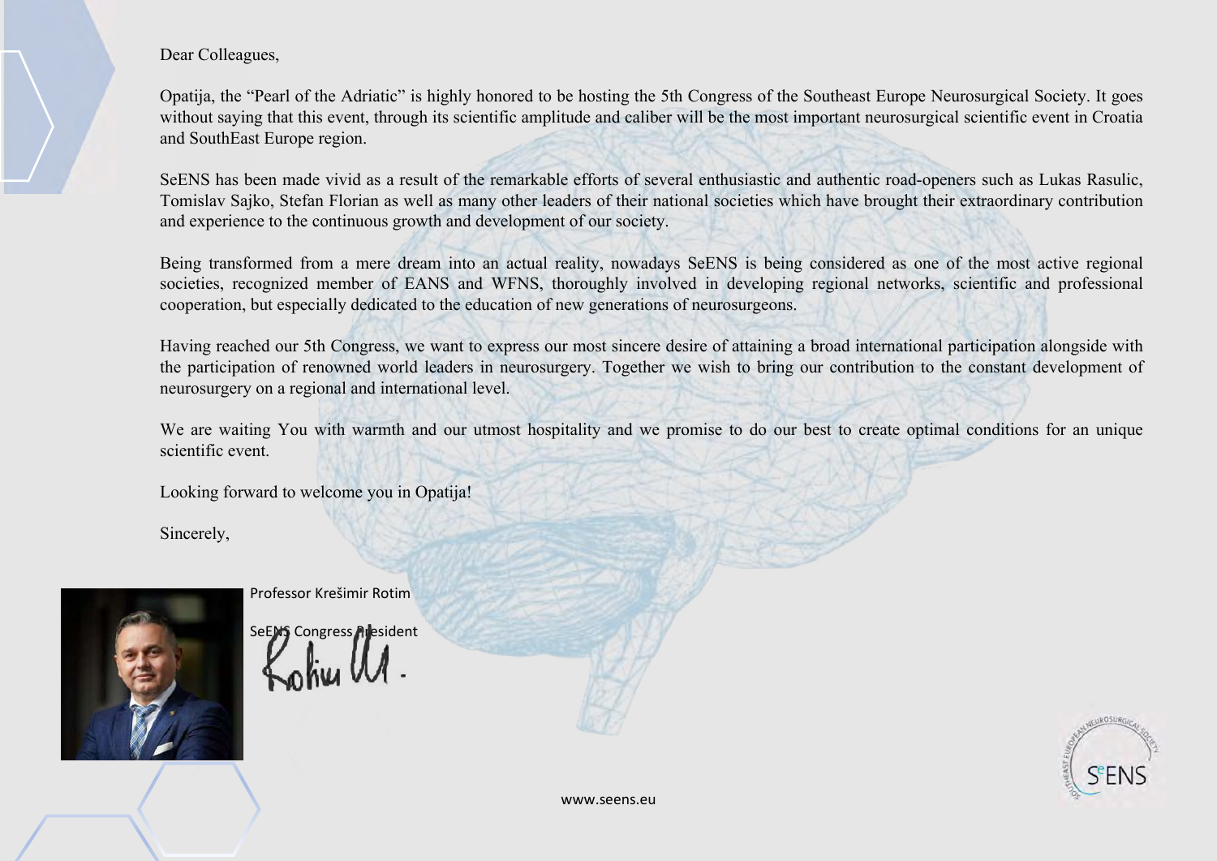Dear Colleagues,

Opatija, the "Pearl of the Adriatic" is highly honored to be hosting the 5th Congress of the Southeast Europe Neurosurgical Society. It goes without saying that this event, through its scientific amplitude and caliber will be the most important neurosurgical scientific event in Croatia and SouthEast Europe region.

SeENS has been made vivid as a result of the remarkable efforts of several enthusiastic and authentic road-openers such as Lukas Rasulic, Tomislav Sajko, Stefan Florian as well as many other leaders of their national societies which have brought their extraordinary contribution and experience to the continuous growth and development of our society.

Being transformed from a mere dream into an actual reality, nowadays SeENS is being considered as one of the most active regional societies, recognized member of EANS and WFNS, thoroughly involved in developing regional networks, scientific and professional cooperation, but especially dedicated to the education of new generations of neurosurgeons.

Having reached our 5th Congress, we want to express our most sincere desire of attaining a broad international participation alongside with the participation of renowned world leaders in neurosurgery. Together we wish to bring our contribution to the constant development of neurosurgery on a regional and international level.

We are waiting You with warmth and our utmost hospitality and we promise to do our best to create optimal conditions for an unique scientific event.

Looking forward to welcome you in Opatija!

Sincerely,

Professor Krešimir Rotim

SeENS Congress President

www.seens.eu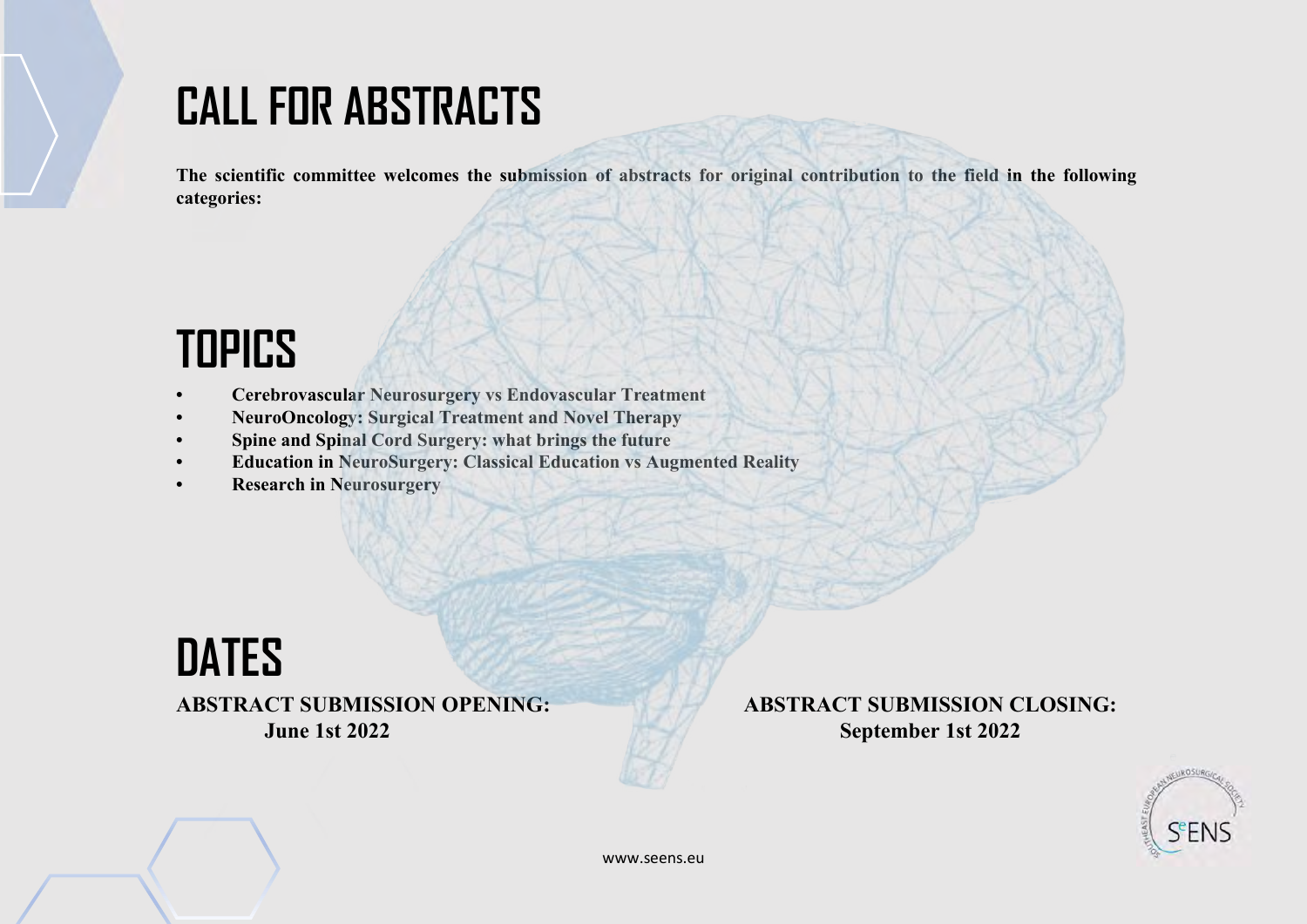# CALL FOR ABSTRACTS

**The scientific committee welcomes the submission of abstracts for original contribution to the field in the following categories:**

# TOPICS

- **Cerebrovascular Neurosurgery vs Endovascular Treatment**
- **NeuroOncology: Surgical Treatment and Novel Therapy**
- **Spine and Spinal Cord Surgery: what brings the future**
- **Education in NeuroSurgery: Classical Education vs Augmented Reality**
- **Research in Neurosurgery**

# DATES

**ABSTRACT SUBMISSION OPENING:**
**June 1st 2022**

**ABSTRACT SUBMISSION CLOSING:**
**September 1st 2022**

www.seens.eu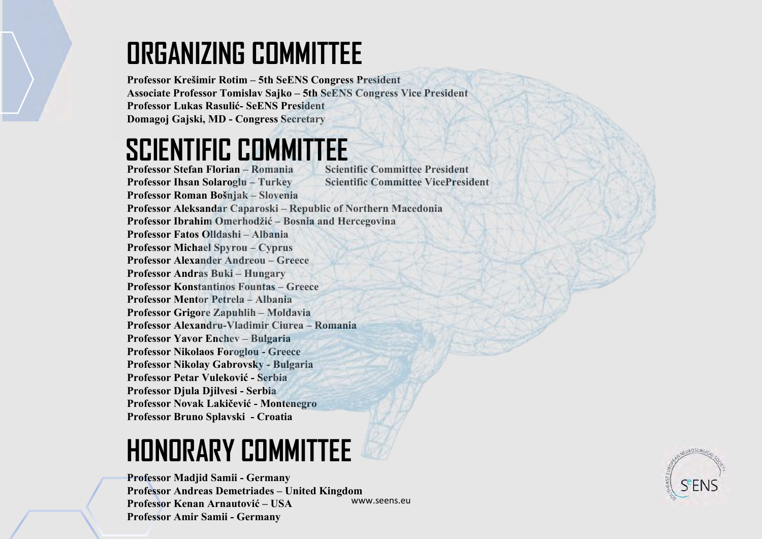# ORGANIZING COMMITTEE

**Professor Krešimir Rotim – 5th SeENS Congress President**
**Associate Professor Tomislav Sajko – 5th SeENS Congress Vice President**
**Professor Lukas Rasulić- SeENS President**
**Domagoj Gajski, MD - Congress Secretary**

# SCIENTIFIC COMMITTEE

**Professor Stefan Florian – Romania** **Scientific Committee President**
**Professor Ihsan Solaroglu – Turkey** **Scientific Committee VicePresident**
**Professor Roman Bošnjak – Slovenia**
**Professor Aleksandar Caparoski – Republic of Northern Macedonia**
**Professor Ibrahim Omerhodžić – Bosnia and Hercegovina**
**Professor Fatos Olldashi – Albania**
**Professor Michael Spyrou – Cyprus**
**Professor Alexander Andreou – Greece**
**Professor Andras Buki – Hungary**
**Professor Konstantinos Fountas – Greece**
**Professor Mentor Petrela – Albania**
**Professor Grigore Zapuhlih – Moldavia**
**Professor Alexandru-Vladimir Ciurea – Romania**
**Professor Yavor Enchev – Bulgaria**
**Professor Nikolaos Foroglou - Greece**
**Professor Nikolay Gabrovsky - Bulgaria**
**Professor Petar Vuleković - Serbia**
**Professor Djula Djilvesi - Serbia**
**Professor Novak Lakičević - Montenegro**
**Professor Bruno Splavski - Croatia**

# HONORARY COMMITTEE

**Professor Madjid Samii - Germany**
**Professor Andreas Demetriades – United Kingdom**
**Professor Kenan Arnautović – USA**
**Professor Amir Samii - Germany**

www.seens.eu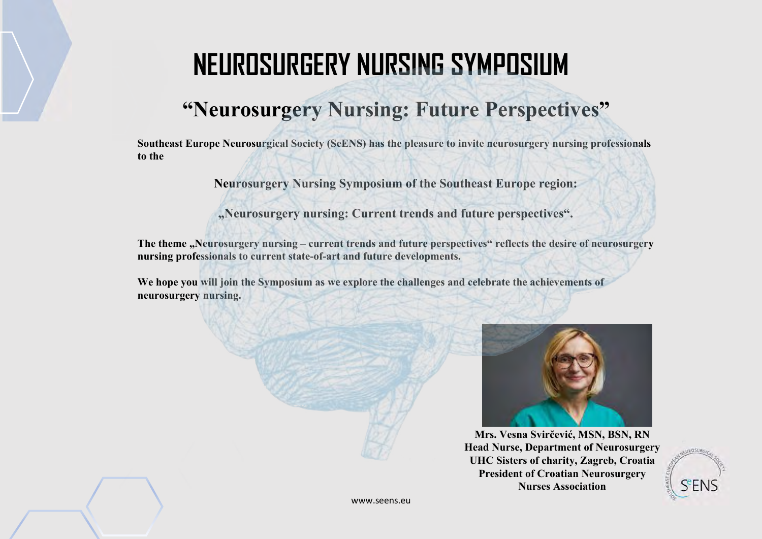# NEUROSURGERY NURSING SYMPOSIUM

## “Neurosurgery Nursing: Future Perspectives”

**Southeast Europe Neurosurgical Society (SeENS) has the pleasure to invite neurosurgery nursing professionals to the**

**Neurosurgery Nursing Symposium of the Southeast Europe region:**

**„Neurosurgery nursing: Current trends and future perspectives“.**

**The theme „Neurosurgery nursing – current trends and future perspectives“ reflects the desire of neurosurgery nursing professionals to current state-of-art and future developments.**

**We hope you will join the Symposium as we explore the challenges and celebrate the achievements of neurosurgery nursing.**

**Mrs. Vesna Svirčević, MSN, BSN, RN**
**Head Nurse, Department of Neurosurgery**
**UHC Sisters of charity, Zagreb, Croatia**
**President of Croatian Neurosurgery Nurses Association**

www.seens.eu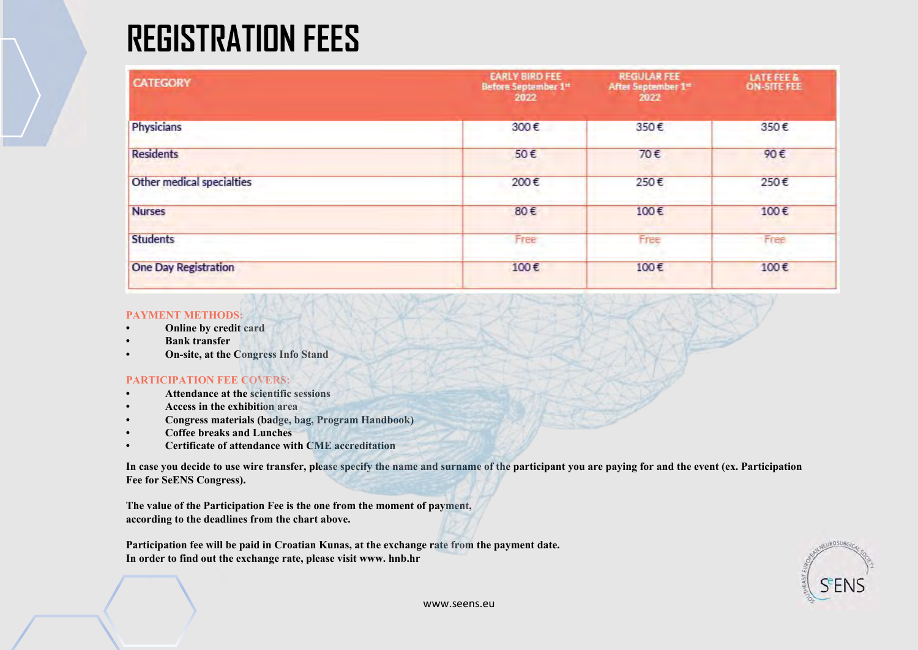# REGISTRATION FEES

| CATEGORY | EARLY BIRD FEE Before September 1st 2022 | REGULAR FEE After September 1st 2022 | LATE FEE & ON-SITE FEE |
|---|---|---|---|
| Physicians | 300 € | 350 € | 350 € |
| Residents | 50 € | 70 € | 90 € |
| Other medical specialties | 200 € | 250 € | 250 € |
| Nurses | 80 € | 100 € | 100 € |
| Students | Free | Free | Free |
| One Day Registration | 100 € | 100 € | 100 € |

**PAYMENT METHODS:**

- **Online by credit card**
- **Bank transfer**
- **On-site, at the Congress Info Stand**

**PARTICIPATION FEE COVERS:**

- **Attendance at the scientific sessions**
- **Access in the exhibition area**
- **Congress materials (badge, bag, Program Handbook)**
- **Coffee breaks and Lunches**
- **Certificate of attendance with CME accreditation**

**In case you decide to use wire transfer, please specify the name and surname of the participant you are paying for and the event (ex. Participation Fee for SeENS Congress).**

**The value of the Participation Fee is the one from the moment of payment, according to the deadlines from the chart above.**

**Participation fee will be paid in Croatian Kunas, at the exchange rate from the payment date.**
**In order to find out the exchange rate, please visit www. hnb.hr**

www.seens.eu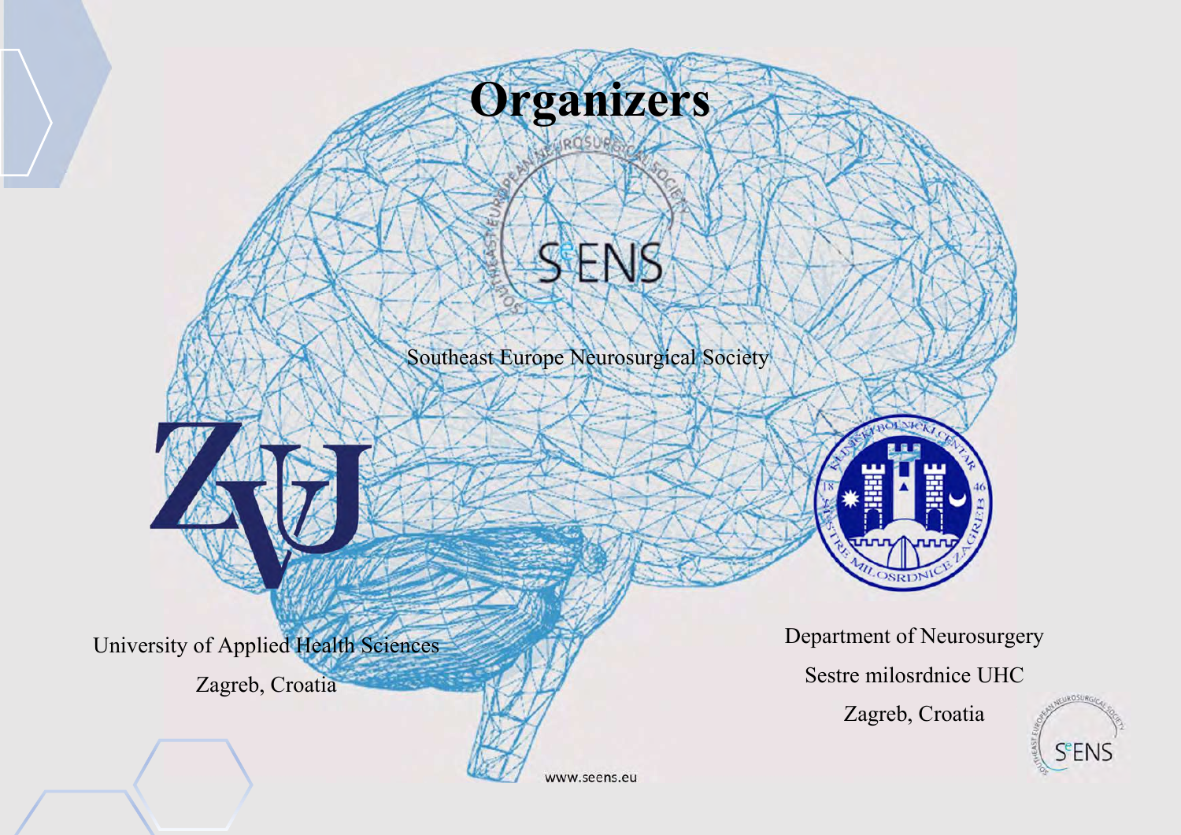# Organizers

Southeast Europe Neurosurgical Society

University of Applied Health Sciences

Zagreb, Croatia

Department of Neurosurgery

Sestre milosrdnice UHC

Zagreb, Croatia

www.seens.eu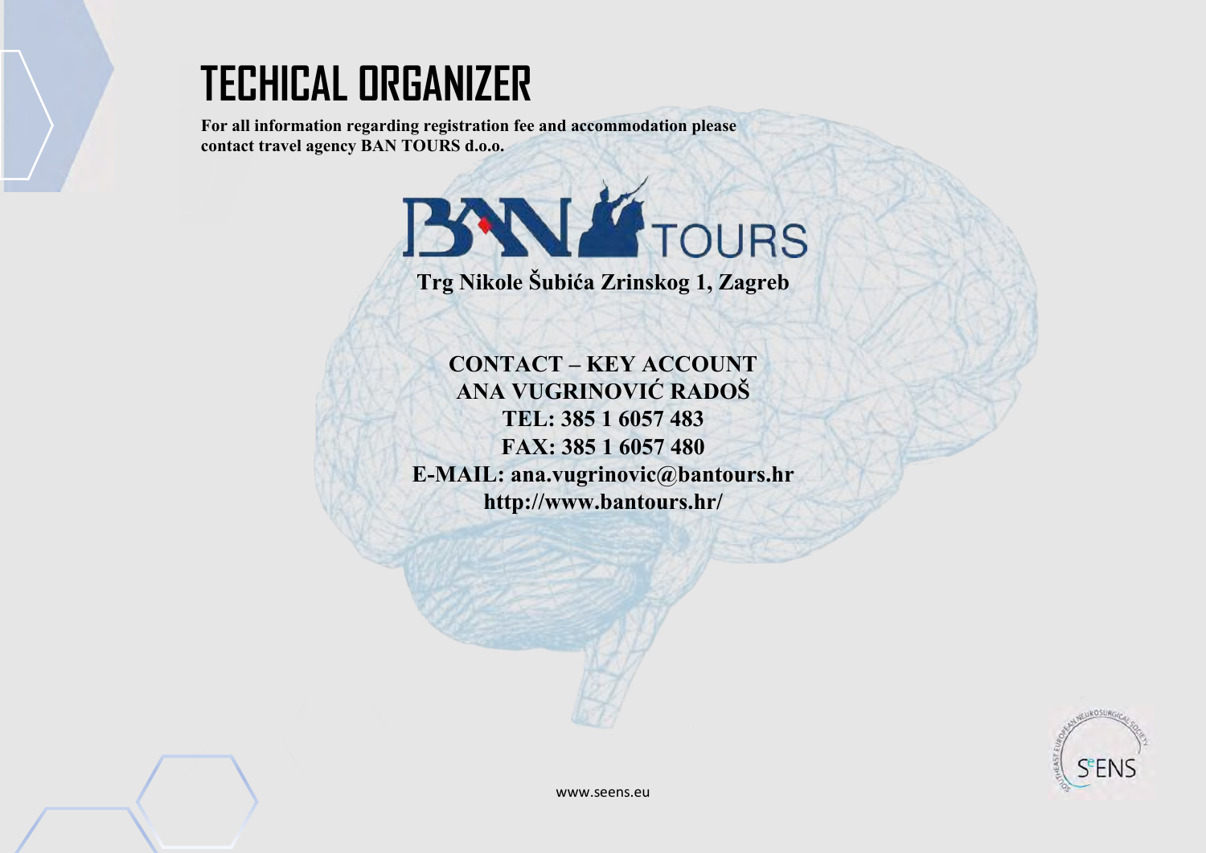# TECHICAL ORGANIZER

**For all information regarding registration fee and accommodation please contact travel agency BAN TOURS d.o.o.**

BAN TOURS

**Trg Nikole Šubića Zrinskog 1, Zagreb**

**CONTACT – KEY ACCOUNT**
**ANA VUGRINOVIĆ RADOŠ**
**TEL: 385 1 6057 483**
**FAX: 385 1 6057 480**
**E-MAIL: ana.vugrinovic@bantours.hr**
**http://www.bantours.hr/**

www.seens.eu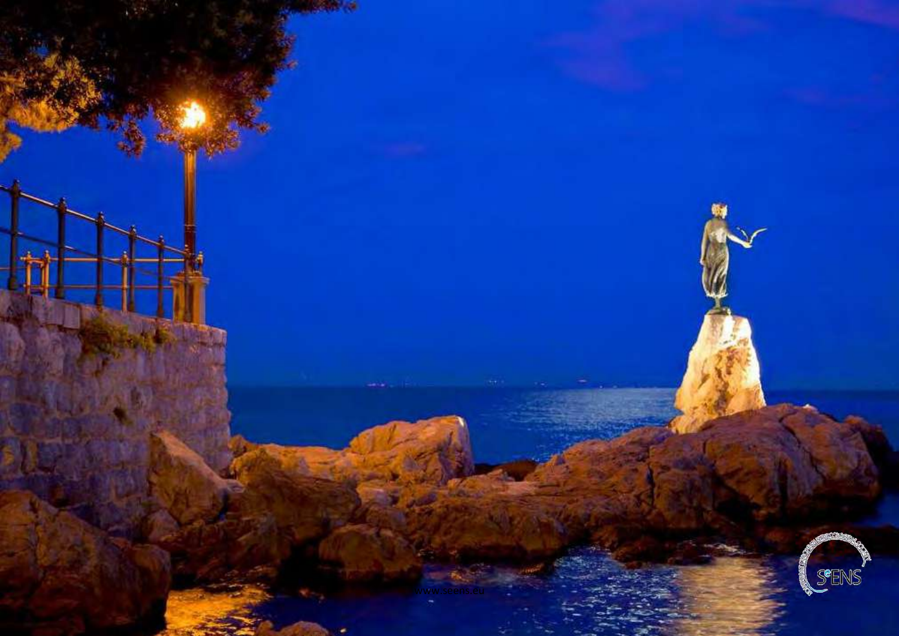www.seens.eu